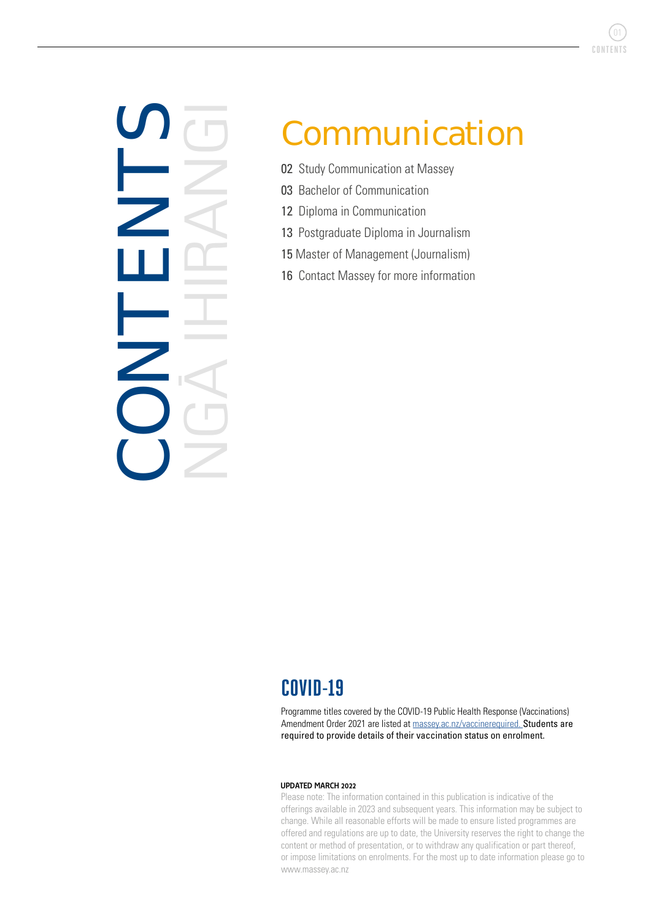# CONTENTS NGĀ IHIRANGI

## Communication

02 Study Communication at Massey

03 Bachelor of Communication

12 Diploma in Communication

13 Postgraduate Diploma in Journalism

15 Master of Management (Journalism)

16 Contact Massey for more information

## COVID-19

Programme titles covered by the COVID-19 Public Health Response (Vaccinations) Amendment Order 2021 are listed at massey.ac.nz/vaccinerequired. Students are required to provide details of their vaccination status on enrolment.

**UPDATED MARCH 2022**

Please note: The information contained in this publication is indicative of the offerings available in 2023 and subsequent years. This information may be subject to change. While all reasonable efforts will be made to ensure listed programmes are offered and regulations are up to date, the University reserves the right to change the content or method of presentation, or to withdraw any qualification or part thereof, or impose limitations on enrolments. For the most up to date information please go to www.massey.ac.nz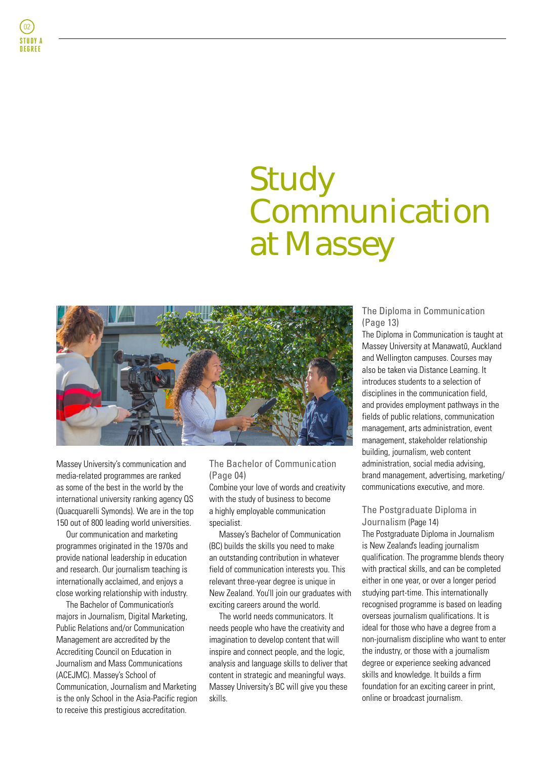# Study Communication at Massey

Massey University's communication and media-related programmes are ranked as some of the best in the world by the international university ranking agency QS (Quacquarelli Symonds). We are in the top 150 out of 800 leading world universities.

Our communication and marketing programmes originated in the 1970s and provide national leadership in education and research. Our journalism teaching is internationally acclaimed, and enjoys a close working relationship with industry.

The Bachelor of Communication's majors in Journalism, Digital Marketing, Public Relations and/or Communication Management are accredited by the Accrediting Council on Education in Journalism and Mass Communications (ACEJMC). Massey's School of Communication, Journalism and Marketing is the only School in the Asia-Pacific region to receive this prestigious accreditation.

## The Bachelor of Communication (Page 04)

Combine your love of words and creativity with the study of business to become a highly employable communication specialist.

Massey's Bachelor of Communication (BC) builds the skills you need to make an outstanding contribution in whatever field of communication interests you. This relevant three-year degree is unique in New Zealand. You'll join our graduates with exciting careers around the world.

The world needs communicators. It needs people who have the creativity and imagination to develop content that will inspire and connect people, and the logic, analysis and language skills to deliver that content in strategic and meaningful ways. Massey University's BC will give you these skills.

## The Diploma in Communication (Page 13)

The Diploma in Communication is taught at Massey University at Manawatū, Auckland and Wellington campuses. Courses may also be taken via Distance Learning. It introduces students to a selection of disciplines in the communication field, and provides employment pathways in the fields of public relations, communication management, arts administration, event management, stakeholder relationship building, journalism, web content administration, social media advising, brand management, advertising, marketing/communications executive, and more.

## The Postgraduate Diploma in Journalism (Page 14)

The Postgraduate Diploma in Journalism is New Zealand's leading journalism qualification. The programme blends theory with practical skills, and can be completed either in one year, or over a longer period studying part-time. This internationally recognised programme is based on leading overseas journalism qualifications. It is ideal for those who have a degree from a non-journalism discipline who want to enter the industry, or those with a journalism degree or experience seeking advanced skills and knowledge. It builds a firm foundation for an exciting career in print, online or broadcast journalism.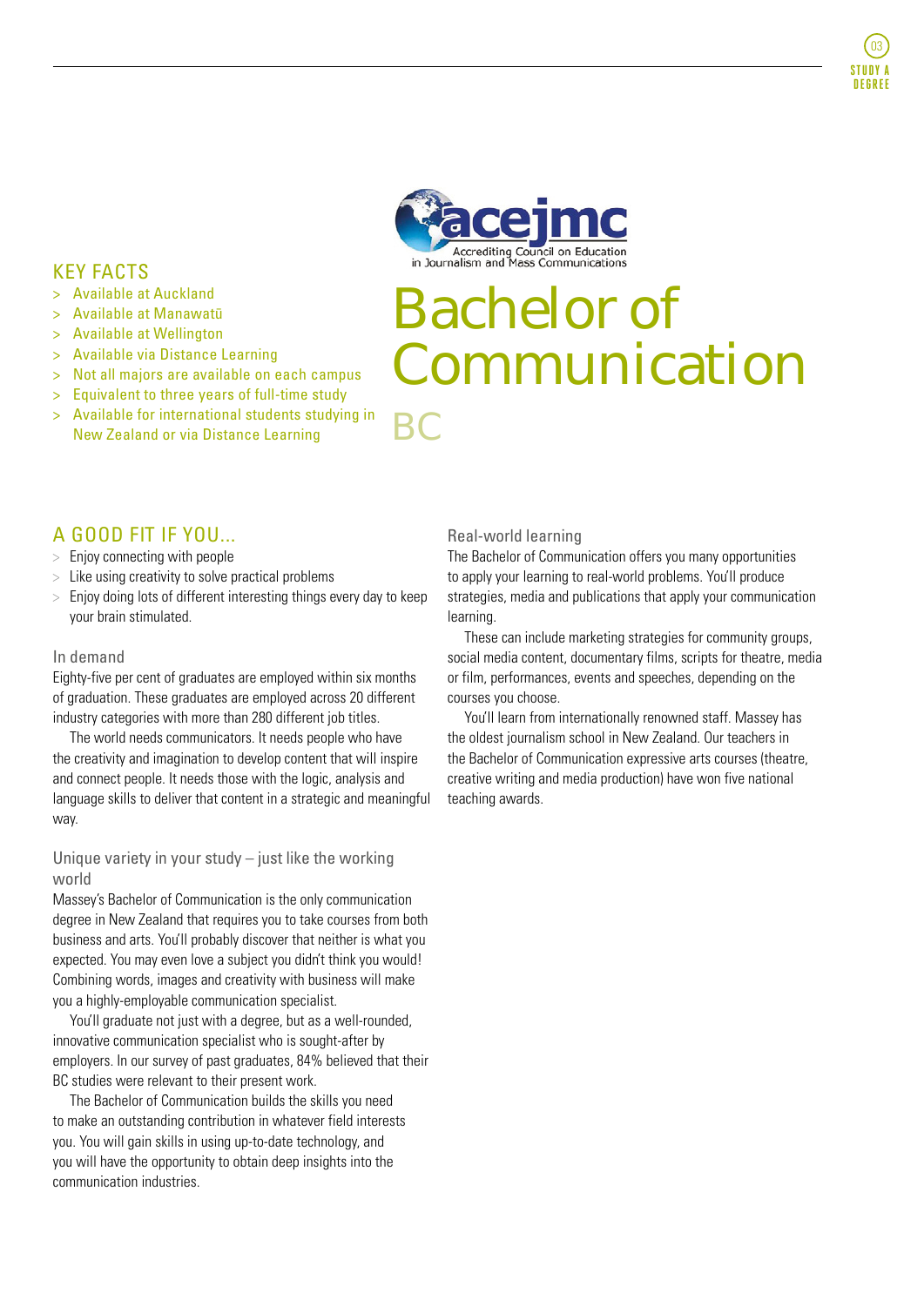# Bachelor of Communication

## BC

## KEY FACTS

- Available at Auckland
- Available at Manawatū
- Available at Wellington
- Available via Distance Learning
- Not all majors are available on each campus
- Equivalent to three years of full-time study
- Available for international students studying in New Zealand or via Distance Learning

## A GOOD FIT IF YOU...

- Enjoy connecting with people
- Like using creativity to solve practical problems
- Enjoy doing lots of different interesting things every day to keep your brain stimulated.

### In demand

Eighty-five per cent of graduates are employed within six months of graduation. These graduates are employed across 20 different industry categories with more than 280 different job titles.

The world needs communicators. It needs people who have the creativity and imagination to develop content that will inspire and connect people. It needs those with the logic, analysis and language skills to deliver that content in a strategic and meaningful way.

### Unique variety in your study – just like the working world

Massey's Bachelor of Communication is the only communication degree in New Zealand that requires you to take courses from both business and arts. You'll probably discover that neither is what you expected. You may even love a subject you didn't think you would! Combining words, images and creativity with business will make you a highly-employable communication specialist.

You'll graduate not just with a degree, but as a well-rounded, innovative communication specialist who is sought-after by employers. In our survey of past graduates, 84% believed that their BC studies were relevant to their present work.

The Bachelor of Communication builds the skills you need to make an outstanding contribution in whatever field interests you. You will gain skills in using up-to-date technology, and you will have the opportunity to obtain deep insights into the communication industries.

### Real-world learning

The Bachelor of Communication offers you many opportunities to apply your learning to real-world problems. You'll produce strategies, media and publications that apply your communication learning.

These can include marketing strategies for community groups, social media content, documentary films, scripts for theatre, media or film, performances, events and speeches, depending on the courses you choose.

You'll learn from internationally renowned staff. Massey has the oldest journalism school in New Zealand. Our teachers in the Bachelor of Communication expressive arts courses (theatre, creative writing and media production) have won five national teaching awards.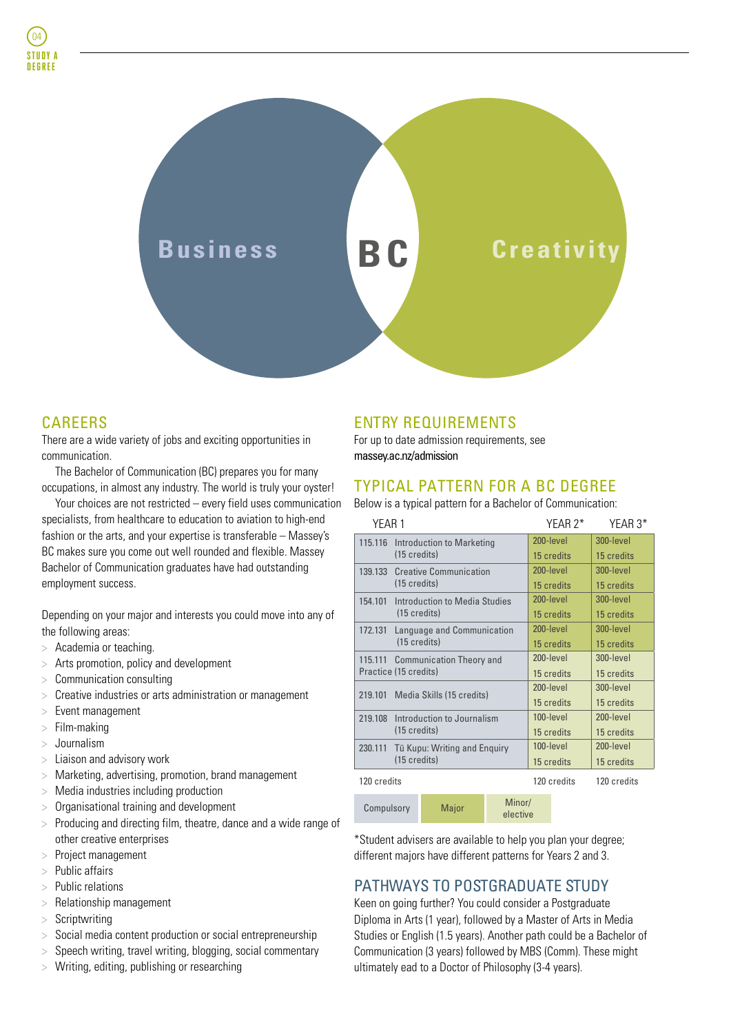Business **BC** Creativity

## CAREERS

There are a wide variety of jobs and exciting opportunities in communication.

The Bachelor of Communication (BC) prepares you for many occupations, in almost any industry. The world is truly your oyster!

Your choices are not restricted – every field uses communication specialists, from healthcare to education to aviation to high-end fashion or the arts, and your expertise is transferable – Massey's BC makes sure you come out well rounded and flexible. Massey Bachelor of Communication graduates have had outstanding employment success.

Depending on your major and interests you could move into any of the following areas:

- Academia or teaching.
- Arts promotion, policy and development
- Communication consulting
- Creative industries or arts administration or management
- Event management
- Film-making
- Journalism
- Liaison and advisory work
- Marketing, advertising, promotion, brand management
- Media industries including production
- Organisational training and development
- Producing and directing film, theatre, dance and a wide range of other creative enterprises
- Project management
- Public affairs
- Public relations
- Relationship management
- Scriptwriting
- Social media content production or social entrepreneurship
- Speech writing, travel writing, blogging, social commentary
- Writing, editing, publishing or researching

## ENTRY REQUIREMENTS

For up to date admission requirements, see massey.ac.nz/admission

## TYPICAL PATTERN FOR A BC DEGREE

Below is a typical pattern for a Bachelor of Communication:

| YEAR 1 | YEAR 2* | YEAR 3* |
|---|---|---|
| 115.116 Introduction to Marketing (15 credits) | 200-level 15 credits | 300-level 15 credits |
| 139.133 Creative Communication (15 credits) | 200-level 15 credits | 300-level 15 credits |
| 154.101 Introduction to Media Studies (15 credits) | 200-level 15 credits | 300-level 15 credits |
| 172.131 Language and Communication (15 credits) | 200-level 15 credits | 300-level 15 credits |
| 115.111 Communication Theory and Practice (15 credits) | 200-level 15 credits | 300-level 15 credits |
| 219.101 Media Skills (15 credits) | 200-level 15 credits | 300-level 15 credits |
| 219.108 Introduction to Journalism (15 credits) | 100-level 15 credits | 200-level 15 credits |
| 230.111 Tū Kupu: Writing and Enquiry (15 credits) | 100-level 15 credits | 200-level 15 credits |
| 120 credits | 120 credits | 120 credits |

Compulsory | Major | Minor/elective

*Student advisers are available to help you plan your degree; different majors have different patterns for Years 2 and 3.

## PATHWAYS TO POSTGRADUATE STUDY

Keen on going further? You could consider a Postgraduate Diploma in Arts (1 year), followed by a Master of Arts in Media Studies or English (1.5 years). Another path could be a Bachelor of Communication (3 years) followed by MBS (Comm). These might ultimately ead to a Doctor of Philosophy (3-4 years).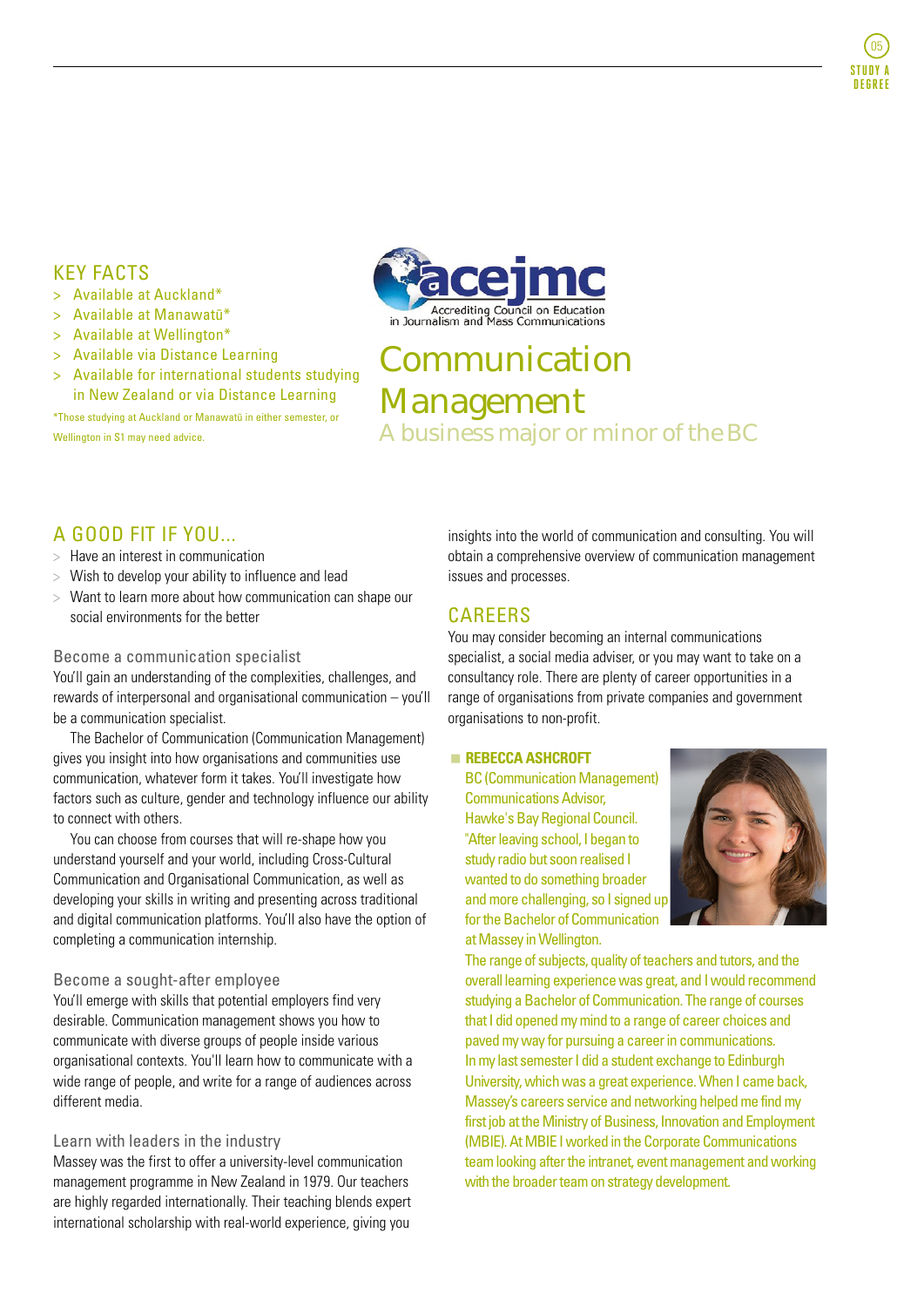## KEY FACTS

- > Available at Auckland*
- > Available at Manawatū*
- > Available at Wellington*
- > Available via Distance Learning
- > Available for international students studying in New Zealand or via Distance Learning

*Those studying at Auckland or Manawatū in either semester, or Wellington in S1 may need advice.

acejmc
Accrediting Council on Education in Journalism and Mass Communications

# Communication Management

### A business major or minor of the BC

## A GOOD FIT IF YOU...

- Have an interest in communication
- Wish to develop your ability to influence and lead
- Want to learn more about how communication can shape our social environments for the better

### Become a communication specialist

You'll gain an understanding of the complexities, challenges, and rewards of interpersonal and organisational communication – you'll be a communication specialist.

The Bachelor of Communication (Communication Management) gives you insight into how organisations and communities use communication, whatever form it takes. You'll investigate how factors such as culture, gender and technology influence our ability to connect with others.

You can choose from courses that will re-shape how you understand yourself and your world, including Cross-Cultural Communication and Organisational Communication, as well as developing your skills in writing and presenting across traditional and digital communication platforms. You'll also have the option of completing a communication internship.

### Become a sought-after employee

You'll emerge with skills that potential employers find very desirable. Communication management shows you how to communicate with diverse groups of people inside various organisational contexts. You'll learn how to communicate with a wide range of people, and write for a range of audiences across different media.

### Learn with leaders in the industry

Massey was the first to offer a university-level communication management programme in New Zealand in 1979. Our teachers are highly regarded internationally. Their teaching blends expert international scholarship with real-world experience, giving you insights into the world of communication and consulting. You will obtain a comprehensive overview of communication management issues and processes.

## CAREERS

You may consider becoming an internal communications specialist, a social media adviser, or you may want to take on a consultancy role. There are plenty of career opportunities in a range of organisations from private companies and government organisations to non-profit.

**REBECCA ASHCROFT**
BC (Communication Management)
Communications Advisor,
Hawke's Bay Regional Council.
"After leaving school, I began to study radio but soon realised I wanted to do something broader and more challenging, so I signed up for the Bachelor of Communication at Massey in Wellington.
The range of subjects, quality of teachers and tutors, and the overall learning experience was great, and I would recommend studying a Bachelor of Communication. The range of courses that I did opened my mind to a range of career choices and paved my way for pursuing a career in communications.
In my last semester I did a student exchange to Edinburgh University, which was a great experience. When I came back, Massey's careers service and networking helped me find my first job at the Ministry of Business, Innovation and Employment (MBIE). At MBIE I worked in the Corporate Communications team looking after the intranet, event management and working with the broader team on strategy development.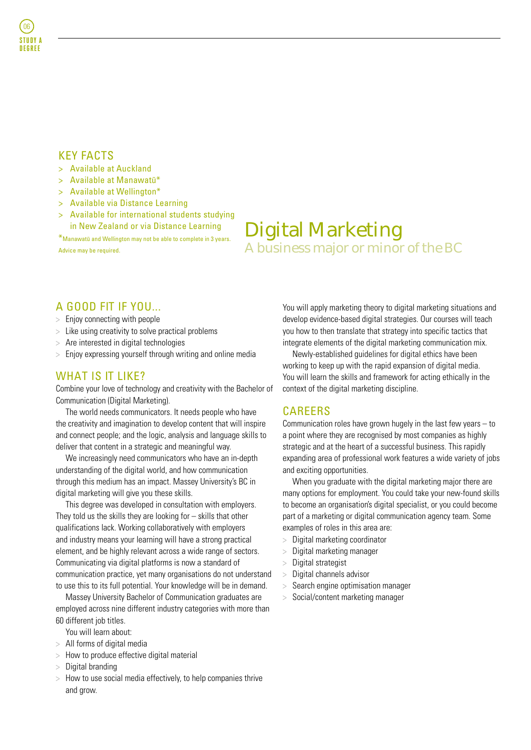# Digital Marketing

## A business major or minor of the BC

### KEY FACTS

- Available at Auckland
- Available at Manawatū*
- Available at Wellington*
- Available via Distance Learning
- Available for international students studying in New Zealand or via Distance Learning

*Manawatū and Wellington may not be able to complete in 3 years. Advice may be required.

### A GOOD FIT IF YOU...

- Enjoy connecting with people
- Like using creativity to solve practical problems
- Are interested in digital technologies
- Enjoy expressing yourself through writing and online media

### WHAT IS IT LIKE?

Combine your love of technology and creativity with the Bachelor of Communication (Digital Marketing).

The world needs communicators. It needs people who have the creativity and imagination to develop content that will inspire and connect people; and the logic, analysis and language skills to deliver that content in a strategic and meaningful way.

We increasingly need communicators who have an in-depth understanding of the digital world, and how communication through this medium has an impact. Massey University's BC in digital marketing will give you these skills.

This degree was developed in consultation with employers. They told us the skills they are looking for – skills that other qualifications lack. Working collaboratively with employers and industry means your learning will have a strong practical element, and be highly relevant across a wide range of sectors. Communicating via digital platforms is now a standard of communication practice, yet many organisations do not understand to use this to its full potential. Your knowledge will be in demand.

Massey University Bachelor of Communication graduates are employed across nine different industry categories with more than 60 different job titles.

You will learn about:

- All forms of digital media
- How to produce effective digital material
- Digital branding
- How to use social media effectively, to help companies thrive and grow.

You will apply marketing theory to digital marketing situations and develop evidence-based digital strategies. Our courses will teach you how to then translate that strategy into specific tactics that integrate elements of the digital marketing communication mix.

Newly-established guidelines for digital ethics have been working to keep up with the rapid expansion of digital media. You will learn the skills and framework for acting ethically in the context of the digital marketing discipline.

### CAREERS

Communication roles have grown hugely in the last few years – to a point where they are recognised by most companies as highly strategic and at the heart of a successful business. This rapidly expanding area of professional work features a wide variety of jobs and exciting opportunities.

When you graduate with the digital marketing major there are many options for employment. You could take your new-found skills to become an organisation's digital specialist, or you could become part of a marketing or digital communication agency team. Some examples of roles in this area are:

- Digital marketing coordinator
- Digital marketing manager
- Digital strategist
- Digital channels advisor
- Search engine optimisation manager
- Social/content marketing manager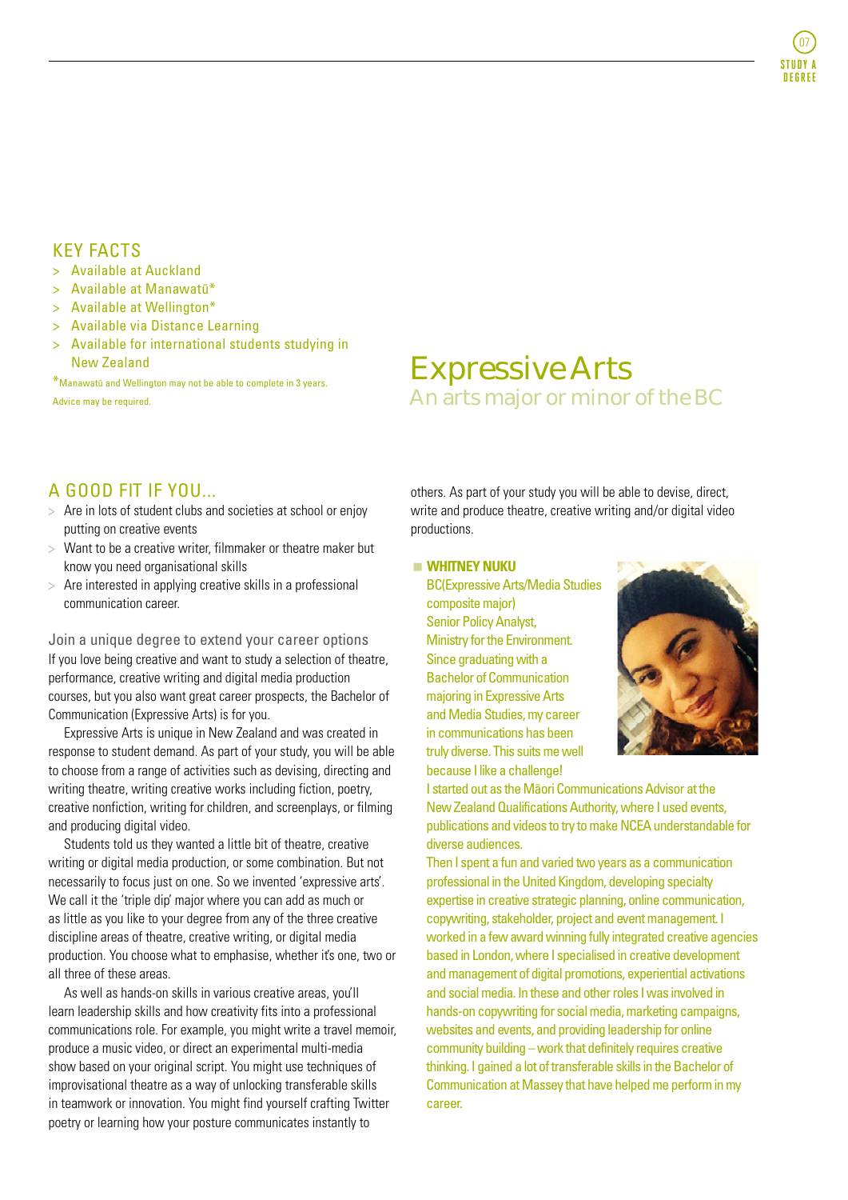## KEY FACTS

- > Available at Auckland
- > Available at Manawatū*
- > Available at Wellington*
- > Available via Distance Learning
- > Available for international students studying in New Zealand

*Manawatū and Wellington may not be able to complete in 3 years. Advice may be required.

# Expressive Arts

## An arts major or minor of the BC

## A GOOD FIT IF YOU...

- Are in lots of student clubs and societies at school or enjoy putting on creative events
- Want to be a creative writer, filmmaker or theatre maker but know you need organisational skills
- Are interested in applying creative skills in a professional communication career.

### Join a unique degree to extend your career options

If you love being creative and want to study a selection of theatre, performance, creative writing and digital media production courses, but you also want great career prospects, the Bachelor of Communication (Expressive Arts) is for you.

Expressive Arts is unique in New Zealand and was created in response to student demand. As part of your study, you will be able to choose from a range of activities such as devising, directing and writing theatre, writing creative works including fiction, poetry, creative nonfiction, writing for children, and screenplays, or filming and producing digital video.

Students told us they wanted a little bit of theatre, creative writing or digital media production, or some combination. But not necessarily to focus just on one. So we invented 'expressive arts'. We call it the 'triple dip' major where you can add as much or as little as you like to your degree from any of the three creative discipline areas of theatre, creative writing, or digital media production. You choose what to emphasise, whether it's one, two or all three of these areas.

As well as hands-on skills in various creative areas, you'll learn leadership skills and how creativity fits into a professional communications role. For example, you might write a travel memoir, produce a music video, or direct an experimental multi-media show based on your original script. You might use techniques of improvisational theatre as a way of unlocking transferable skills in teamwork or innovation. You might find yourself crafting Twitter poetry or learning how your posture communicates instantly to others. As part of your study you will be able to devise, direct, write and produce theatre, creative writing and/or digital video productions.

**WHITNEY NUKU**
BC(Expressive Arts/Media Studies composite major)
Senior Policy Analyst, Ministry for the Environment.

Since graduating with a Bachelor of Communication majoring in Expressive Arts and Media Studies, my career in communications has been truly diverse. This suits me well because I like a challenge!

I started out as the Māori Communications Advisor at the New Zealand Qualifications Authority, where I used events, publications and videos to try to make NCEA understandable for diverse audiences.

Then I spent a fun and varied two years as a communication professional in the United Kingdom, developing specialty expertise in creative strategic planning, online communication, copywriting, stakeholder, project and event management. I worked in a few award winning fully integrated creative agencies based in London, where I specialised in creative development and management of digital promotions, experiential activations and social media. In these and other roles I was involved in hands-on copywriting for social media, marketing campaigns, websites and events, and providing leadership for online community building – work that definitely requires creative thinking. I gained a lot of transferable skills in the Bachelor of Communication at Massey that have helped me perform in my career.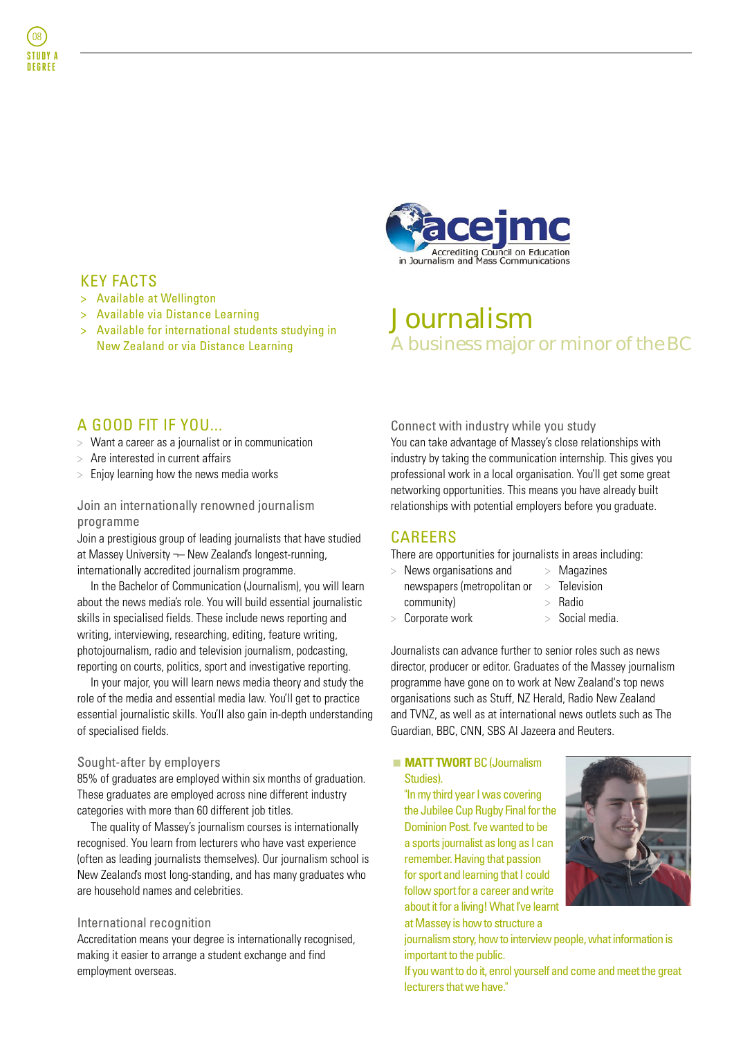# Journalism

## A business major or minor of the BC

## KEY FACTS

- Available at Wellington
- Available via Distance Learning
- Available for international students studying in New Zealand or via Distance Learning

## A GOOD FIT IF YOU...

- Want a career as a journalist or in communication
- Are interested in current affairs
- Enjoy learning how the news media works

### Join an internationally renowned journalism programme

Join a prestigious group of leading journalists that have studied at Massey University ¬– New Zealand's longest-running, internationally accredited journalism programme.

In the Bachelor of Communication (Journalism), you will learn about the news media's role. You will build essential journalistic skills in specialised fields. These include news reporting and writing, interviewing, researching, editing, feature writing, photojournalism, radio and television journalism, podcasting, reporting on courts, politics, sport and investigative reporting.

In your major, you will learn news media theory and study the role of the media and essential media law. You'll get to practice essential journalistic skills. You'll also gain in-depth understanding of specialised fields.

### Sought-after by employers

85% of graduates are employed within six months of graduation. These graduates are employed across nine different industry categories with more than 60 different job titles.

The quality of Massey's journalism courses is internationally recognised. You learn from lecturers who have vast experience (often as leading journalists themselves). Our journalism school is New Zealand's most long-standing, and has many graduates who are household names and celebrities.

### International recognition

Accreditation means your degree is internationally recognised, making it easier to arrange a student exchange and find employment overseas.

### Connect with industry while you study

You can take advantage of Massey's close relationships with industry by taking the communication internship. This gives you professional work in a local organisation. You'll get some great networking opportunities. This means you have already built relationships with potential employers before you graduate.

## CAREERS

There are opportunities for journalists in areas including:

- News organisations and newspapers (metropolitan or community)
- Corporate work
- Magazines
- Television
- Radio
- Social media.

Journalists can advance further to senior roles such as news director, producer or editor. Graduates of the Massey journalism programme have gone on to work at New Zealand's top news organisations such as Stuff, NZ Herald, Radio New Zealand and TVNZ, as well as at international news outlets such as The Guardian, BBC, CNN, SBS Al Jazeera and Reuters.

**MATT TWORT** BC (Journalism Studies).

"In my third year I was covering the Jubilee Cup Rugby Final for the Dominion Post. I've wanted to be a sports journalist as long as I can remember. Having that passion for sport and learning that I could follow sport for a career and write about it for a living! What I've learnt at Massey is how to structure a journalism story, how to interview people, what information is important to the public.

If you want to do it, enrol yourself and come and meet the great lecturers that we have."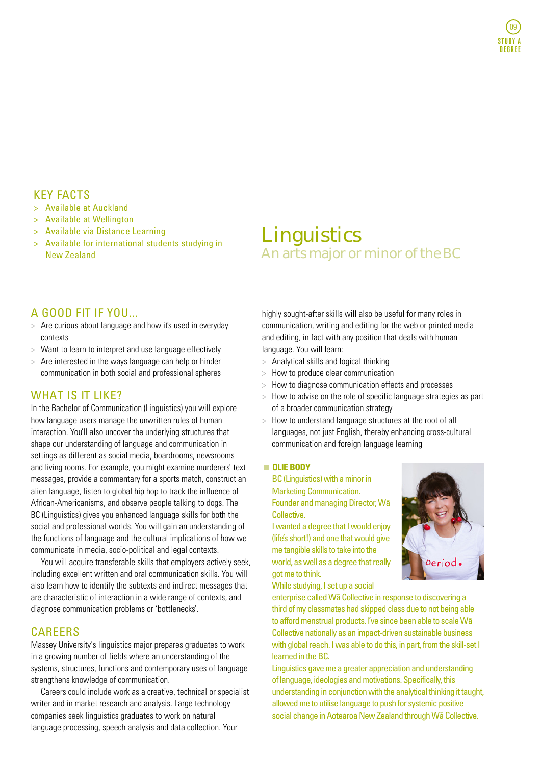## KEY FACTS

- Available at Auckland
- Available at Wellington
- Available via Distance Learning
- Available for international students studying in New Zealand

# Linguistics

## An arts major or minor of the BC

## A GOOD FIT IF YOU...

- Are curious about language and how it's used in everyday contexts
- Want to learn to interpret and use language effectively
- Are interested in the ways language can help or hinder communication in both social and professional spheres

## WHAT IS IT LIKE?

In the Bachelor of Communication (Linguistics) you will explore how language users manage the unwritten rules of human interaction. You'll also uncover the underlying structures that shape our understanding of language and communication in settings as different as social media, boardrooms, newsrooms and living rooms. For example, you might examine murderers' text messages, provide a commentary for a sports match, construct an alien language, listen to global hip hop to track the influence of African-Americanisms, and observe people talking to dogs. The BC (Linguistics) gives you enhanced language skills for both the social and professional worlds. You will gain an understanding of the functions of language and the cultural implications of how we communicate in media, socio-political and legal contexts.

You will acquire transferable skills that employers actively seek, including excellent written and oral communication skills. You will also learn how to identify the subtexts and indirect messages that are characteristic of interaction in a wide range of contexts, and diagnose communication problems or 'bottlenecks'.

## CAREERS

Massey University's linguistics major prepares graduates to work in a growing number of fields where an understanding of the systems, structures, functions and contemporary uses of language strengthens knowledge of communication.

Careers could include work as a creative, technical or specialist writer and in market research and analysis. Large technology companies seek linguistics graduates to work on natural language processing, speech analysis and data collection. Your highly sought-after skills will also be useful for many roles in communication, writing and editing for the web or printed media and editing, in fact with any position that deals with human language. You will learn:

- Analytical skills and logical thinking
- How to produce clear communication
- How to diagnose communication effects and processes
- How to advise on the role of specific language strategies as part of a broader communication strategy
- How to understand language structures at the root of all languages, not just English, thereby enhancing cross-cultural communication and foreign language learning

**OLIE BODY**

BC (Linguistics) with a minor in Marketing Communication.
Founder and managing Director, Wā Collective.

I wanted a degree that I would enjoy (life's short!) and one that would give me tangible skills to take into the world, as well as a degree that really got me to think.

While studying, I set up a social enterprise called Wā Collective in response to discovering a third of my classmates had skipped class due to not being able to afford menstrual products. I've since been able to scale Wā Collective nationally as an impact-driven sustainable business with global reach. I was able to do this, in part, from the skill-set I learned in the BC.

Linguistics gave me a greater appreciation and understanding of language, ideologies and motivations. Specifically, this understanding in conjunction with the analytical thinking it taught, allowed me to utilise language to push for systemic positive social change in Aotearoa New Zealand through Wā Collective.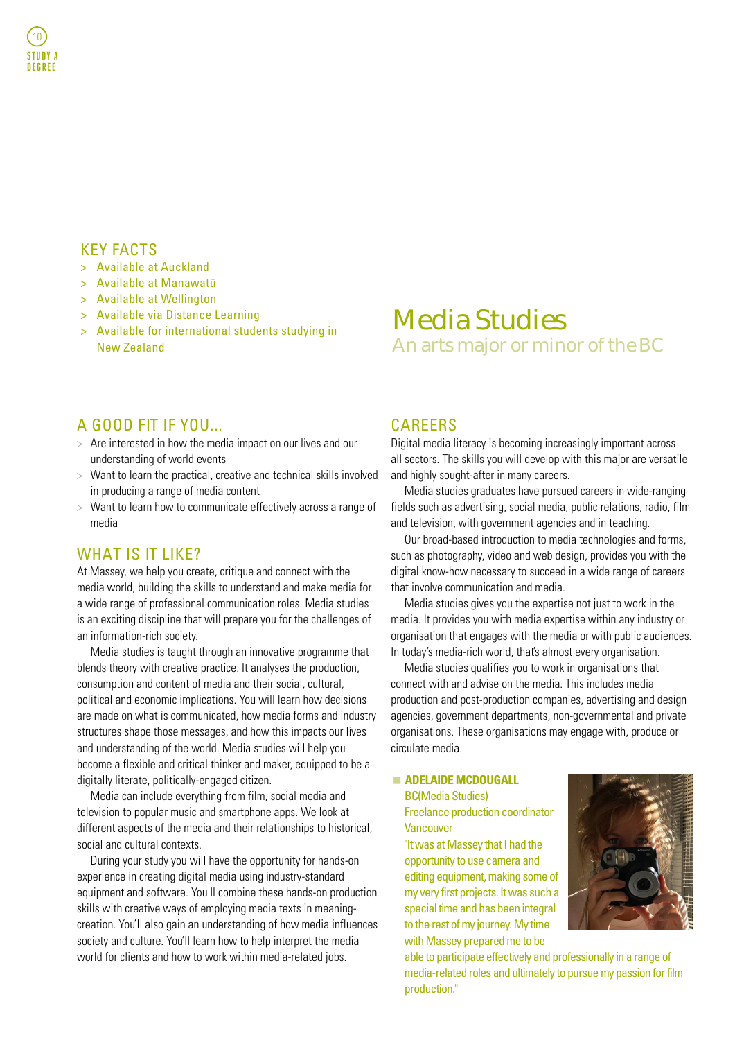# Media Studies

## An arts major or minor of the BC

## KEY FACTS

- > Available at Auckland
- > Available at Manawatū
- > Available at Wellington
- > Available via Distance Learning
- > Available for international students studying in New Zealand

## A GOOD FIT IF YOU...

- > Are interested in how the media impact on our lives and our understanding of world events
- > Want to learn the practical, creative and technical skills involved in producing a range of media content
- > Want to learn how to communicate effectively across a range of media

## WHAT IS IT LIKE?

At Massey, we help you create, critique and connect with the media world, building the skills to understand and make media for a wide range of professional communication roles. Media studies is an exciting discipline that will prepare you for the challenges of an information-rich society.

Media studies is taught through an innovative programme that blends theory with creative practice. It analyses the production, consumption and content of media and their social, cultural, political and economic implications. You will learn how decisions are made on what is communicated, how media forms and industry structures shape those messages, and how this impacts our lives and understanding of the world. Media studies will help you become a flexible and critical thinker and maker, equipped to be a digitally literate, politically-engaged citizen.

Media can include everything from film, social media and television to popular music and smartphone apps. We look at different aspects of the media and their relationships to historical, social and cultural contexts.

During your study you will have the opportunity for hands-on experience in creating digital media using industry-standard equipment and software. You'll combine these hands-on production skills with creative ways of employing media texts in meaning-creation. You'll also gain an understanding of how media influences society and culture. You'll learn how to help interpret the media world for clients and how to work within media-related jobs.

## CAREERS

Digital media literacy is becoming increasingly important across all sectors. The skills you will develop with this major are versatile and highly sought-after in many careers.

Media studies graduates have pursued careers in wide-ranging fields such as advertising, social media, public relations, radio, film and television, with government agencies and in teaching.

Our broad-based introduction to media technologies and forms, such as photography, video and web design, provides you with the digital know-how necessary to succeed in a wide range of careers that involve communication and media.

Media studies gives you the expertise not just to work in the media. It provides you with media expertise within any industry or organisation that engages with the media or with public audiences. In today's media-rich world, that's almost every organisation.

Media studies qualifies you to work in organisations that connect with and advise on the media. This includes media production and post-production companies, advertising and design agencies, government departments, non-governmental and private organisations. These organisations may engage with, produce or circulate media.

**ADELAIDE MCDOUGALL**
BC(Media Studies)
Freelance production coordinator
Vancouver

"It was at Massey that I had the opportunity to use camera and editing equipment, making some of my very first projects. It was such a special time and has been integral to the rest of my journey. My time with Massey prepared me to be able to participate effectively and professionally in a range of media-related roles and ultimately to pursue my passion for film production."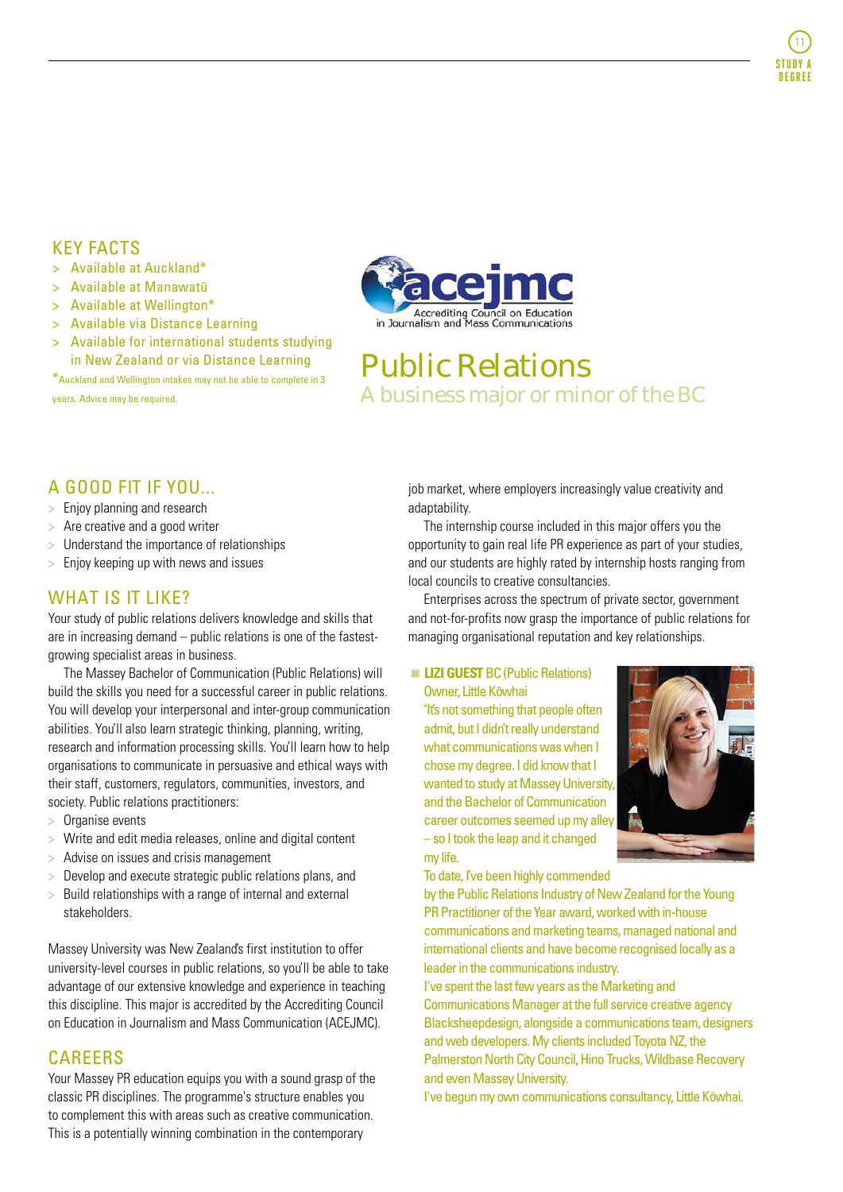## KEY FACTS

- Available at Auckland*
- Available at Manawatū
- Available at Wellington*
- Available via Distance Learning
- Available for international students studying in New Zealand or via Distance Learning

*Auckland and Wellington intakes may not be able to complete in 3 years. Advice may be required.

acejmc Accrediting Council on Education in Journalism and Mass Communications

# Public Relations

## A business major or minor of the BC

## A GOOD FIT IF YOU...

- Enjoy planning and research
- Are creative and a good writer
- Understand the importance of relationships
- Enjoy keeping up with news and issues

## WHAT IS IT LIKE?

Your study of public relations delivers knowledge and skills that are in increasing demand – public relations is one of the fastest-growing specialist areas in business.

The Massey Bachelor of Communication (Public Relations) will build the skills you need for a successful career in public relations. You will develop your interpersonal and inter-group communication abilities. You'll also learn strategic thinking, planning, writing, research and information processing skills. You'll learn how to help organisations to communicate in persuasive and ethical ways with their staff, customers, regulators, communities, investors, and society. Public relations practitioners:

- Organise events
- Write and edit media releases, online and digital content
- Advise on issues and crisis management
- Develop and execute strategic public relations plans, and
- Build relationships with a range of internal and external stakeholders.

Massey University was New Zealand's first institution to offer university-level courses in public relations, so you'll be able to take advantage of our extensive knowledge and experience in teaching this discipline. This major is accredited by the Accrediting Council on Education in Journalism and Mass Communication (ACEJMC).

## CAREERS

Your Massey PR education equips you with a sound grasp of the classic PR disciplines. The programme's structure enables you to complement this with areas such as creative communication. This is a potentially winning combination in the contemporary job market, where employers increasingly value creativity and adaptability.

The internship course included in this major offers you the opportunity to gain real life PR experience as part of your studies, and our students are highly rated by internship hosts ranging from local councils to creative consultancies.

Enterprises across the spectrum of private sector, government and not-for-profits now grasp the importance of public relations for managing organisational reputation and key relationships.

**LIZI GUEST** BC (Public Relations)
Owner, Little Kōwhai

"It's not something that people often admit, but I didn't really understand what communications was when I chose my degree. I did know that I wanted to study at Massey University, and the Bachelor of Communication career outcomes seemed up my alley – so I took the leap and it changed my life.

To date, I've been highly commended by the Public Relations Industry of New Zealand for the Young PR Practitioner of the Year award, worked with in-house communications and marketing teams, managed national and international clients and have become recognised locally as a leader in the communications industry.

I've spent the last few years as the Marketing and Communications Manager at the full service creative agency Blacksheepdesign, alongside a communications team, designers and web developers. My clients included Toyota NZ, the Palmerston North City Council, Hino Trucks, Wildbase Recovery and even Massey University.

I've begun my own communications consultancy, Little Kōwhai.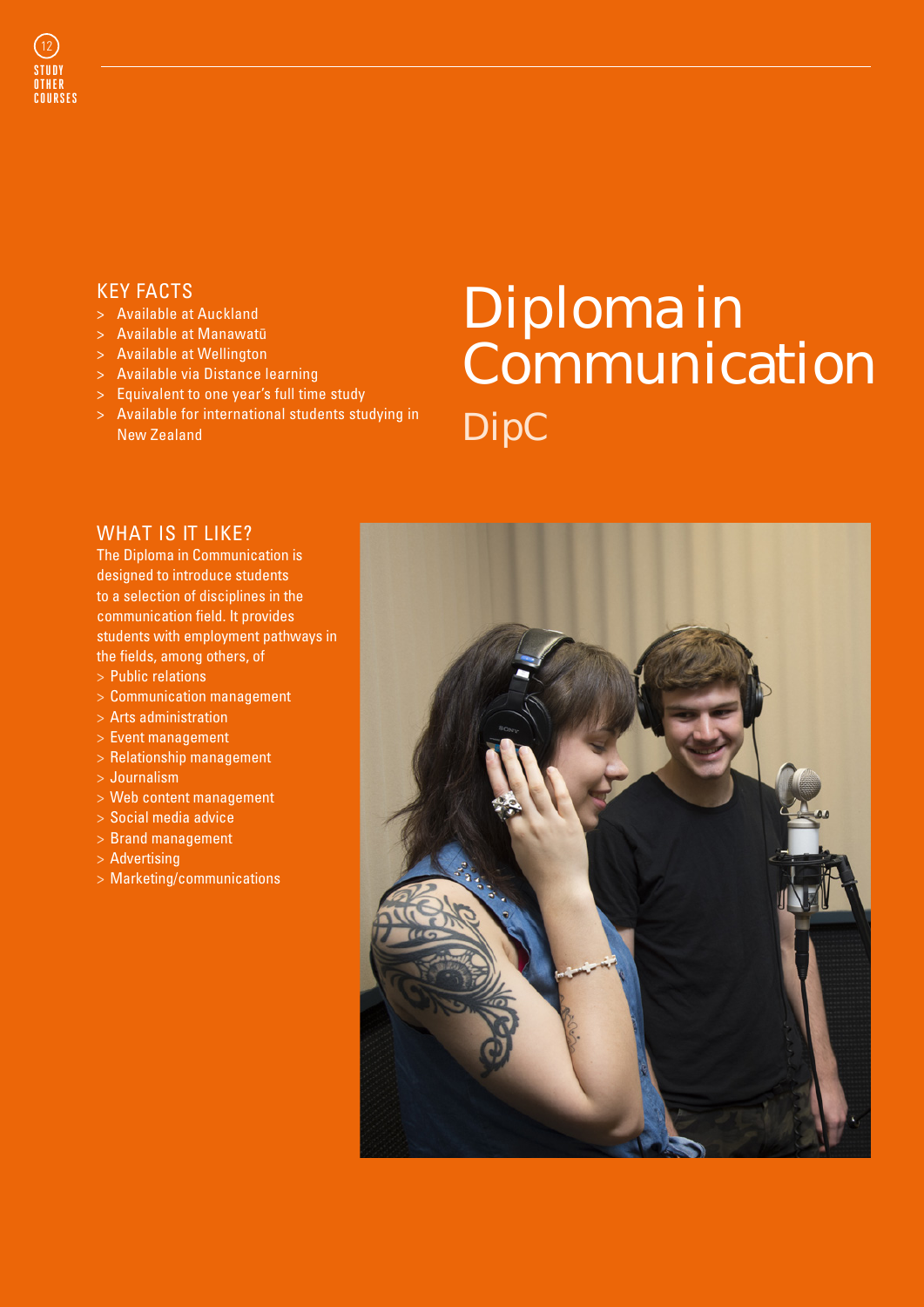# Diploma in Communication

## DipC

### KEY FACTS

- Available at Auckland
- Available at Manawatū
- Available at Wellington
- Available via Distance learning
- Equivalent to one year's full time study
- Available for international students studying in New Zealand

### WHAT IS IT LIKE?

The Diploma in Communication is designed to introduce students to a selection of disciplines in the communication field. It provides students with employment pathways in the fields, among others, of

- Public relations
- Communication management
- Arts administration
- Event management
- Relationship management
- Journalism
- Web content management
- Social media advice
- Brand management
- Advertising
- Marketing/communications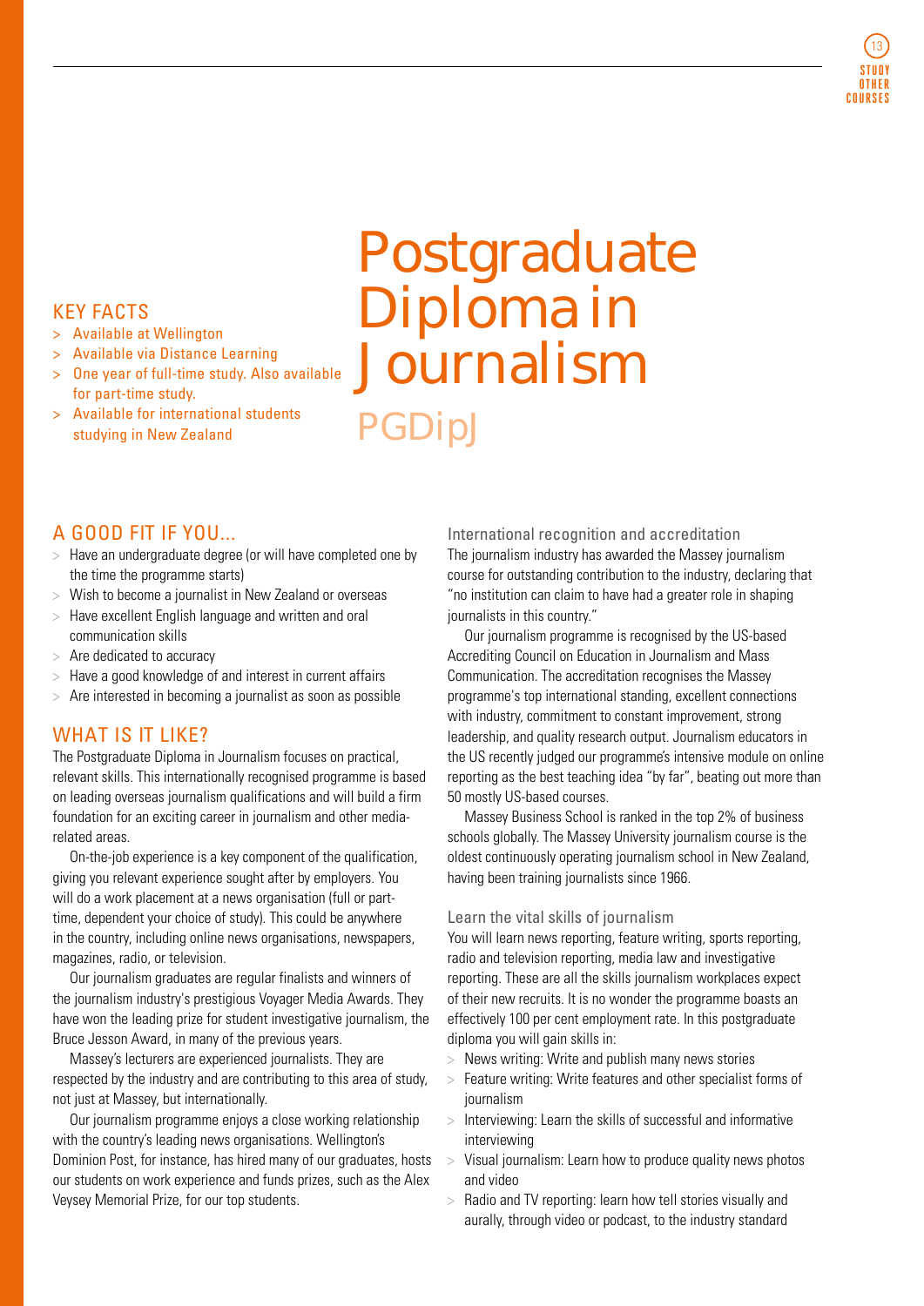# Postgraduate Diploma in Journalism

## PGDipJ

### KEY FACTS

- Available at Wellington
- Available via Distance Learning
- One year of full-time study. Also available for part-time study.
- Available for international students studying in New Zealand

## A GOOD FIT IF YOU...

- Have an undergraduate degree (or will have completed one by the time the programme starts)
- Wish to become a journalist in New Zealand or overseas
- Have excellent English language and written and oral communication skills
- Are dedicated to accuracy
- Have a good knowledge of and interest in current affairs
- Are interested in becoming a journalist as soon as possible

## WHAT IS IT LIKE?

The Postgraduate Diploma in Journalism focuses on practical, relevant skills. This internationally recognised programme is based on leading overseas journalism qualifications and will build a firm foundation for an exciting career in journalism and other media-related areas.

On-the-job experience is a key component of the qualification, giving you relevant experience sought after by employers. You will do a work placement at a news organisation (full or part-time, dependent your choice of study). This could be anywhere in the country, including online news organisations, newspapers, magazines, radio, or television.

Our journalism graduates are regular finalists and winners of the journalism industry's prestigious Voyager Media Awards. They have won the leading prize for student investigative journalism, the Bruce Jesson Award, in many of the previous years.

Massey's lecturers are experienced journalists. They are respected by the industry and are contributing to this area of study, not just at Massey, but internationally.

Our journalism programme enjoys a close working relationship with the country's leading news organisations. Wellington's Dominion Post, for instance, has hired many of our graduates, hosts our students on work experience and funds prizes, such as the Alex Veysey Memorial Prize, for our top students.

### International recognition and accreditation

The journalism industry has awarded the Massey journalism course for outstanding contribution to the industry, declaring that "no institution can claim to have had a greater role in shaping journalists in this country."

Our journalism programme is recognised by the US-based Accrediting Council on Education in Journalism and Mass Communication. The accreditation recognises the Massey programme's top international standing, excellent connections with industry, commitment to constant improvement, strong leadership, and quality research output. Journalism educators in the US recently judged our programme's intensive module on online reporting as the best teaching idea "by far", beating out more than 50 mostly US-based courses.

Massey Business School is ranked in the top 2% of business schools globally. The Massey University journalism course is the oldest continuously operating journalism school in New Zealand, having been training journalists since 1966.

### Learn the vital skills of journalism

You will learn news reporting, feature writing, sports reporting, radio and television reporting, media law and investigative reporting. These are all the skills journalism workplaces expect of their new recruits. It is no wonder the programme boasts an effectively 100 per cent employment rate. In this postgraduate diploma you will gain skills in:

- News writing: Write and publish many news stories
- Feature writing: Write features and other specialist forms of journalism
- Interviewing: Learn the skills of successful and informative interviewing
- Visual journalism: Learn how to produce quality news photos and video
- Radio and TV reporting: learn how tell stories visually and aurally, through video or podcast, to the industry standard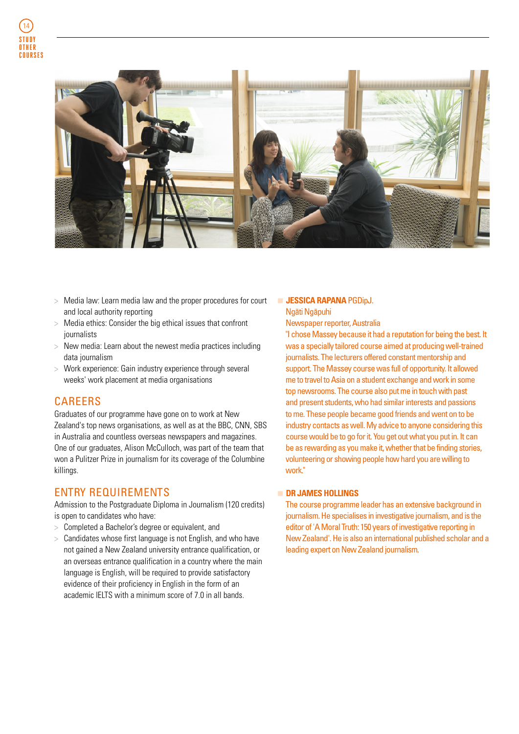- Media law: Learn media law and the proper procedures for court and local authority reporting
- Media ethics: Consider the big ethical issues that confront journalists
- New media: Learn about the newest media practices including data journalism
- Work experience: Gain industry experience through several weeks' work placement at media organisations

## CAREERS

Graduates of our programme have gone on to work at New Zealand's top news organisations, as well as at the BBC, CNN, SBS in Australia and countless overseas newspapers and magazines. One of our graduates, Alison McCulloch, was part of the team that won a Pulitzer Prize in journalism for its coverage of the Columbine killings.

## ENTRY REQUIREMENTS

Admission to the Postgraduate Diploma in Journalism (120 credits) is open to candidates who have:

- Completed a Bachelor's degree or equivalent, and
- Candidates whose first language is not English, and who have not gained a New Zealand university entrance qualification, or an overseas entrance qualification in a country where the main language is English, will be required to provide satisfactory evidence of their proficiency in English in the form of an academic IELTS with a minimum score of 7.0 in all bands.

**JESSICA RAPANA** PGDipJ.
Ngāti Ngāpuhi
Newspaper reporter, Australia

"I chose Massey because it had a reputation for being the best. It was a specially tailored course aimed at producing well-trained journalists. The lecturers offered constant mentorship and support. The Massey course was full of opportunity. It allowed me to travel to Asia on a student exchange and work in some top newsrooms. The course also put me in touch with past and present students, who had similar interests and passions to me. These people became good friends and went on to be industry contacts as well. My advice to anyone considering this course would be to go for it. You get out what you put in. It can be as rewarding as you make it, whether that be finding stories, volunteering or showing people how hard you are willing to work."

**DR JAMES HOLLINGS**

The course programme leader has an extensive background in journalism. He specialises in investigative journalism, and is the editor of 'A Moral Truth: 150 years of investigative reporting in New Zealand'. He is also an international published scholar and a leading expert on New Zealand journalism.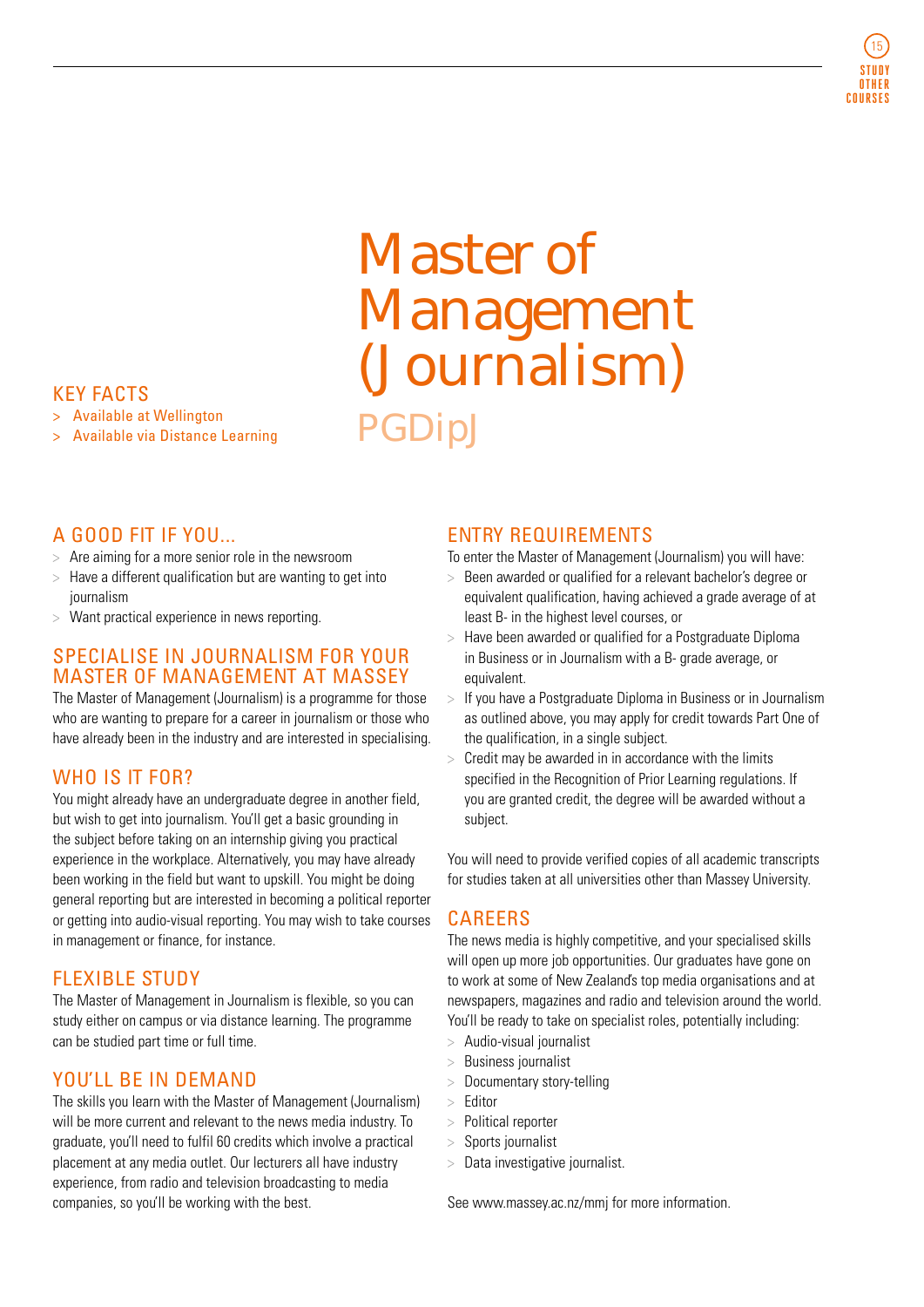# Master of Management (Journalism)

## PGDipJ

### KEY FACTS

- Available at Wellington
- Available via Distance Learning

### A GOOD FIT IF YOU...

- Are aiming for a more senior role in the newsroom
- Have a different qualification but are wanting to get into journalism
- Want practical experience in news reporting.

### SPECIALISE IN JOURNALISM FOR YOUR MASTER OF MANAGEMENT AT MASSEY

The Master of Management (Journalism) is a programme for those who are wanting to prepare for a career in journalism or those who have already been in the industry and are interested in specialising.

### WHO IS IT FOR?

You might already have an undergraduate degree in another field, but wish to get into journalism. You'll get a basic grounding in the subject before taking on an internship giving you practical experience in the workplace. Alternatively, you may have already been working in the field but want to upskill. You might be doing general reporting but are interested in becoming a political reporter or getting into audio-visual reporting. You may wish to take courses in management or finance, for instance.

### FLEXIBLE STUDY

The Master of Management in Journalism is flexible, so you can study either on campus or via distance learning. The programme can be studied part time or full time.

### YOU'LL BE IN DEMAND

The skills you learn with the Master of Management (Journalism) will be more current and relevant to the news media industry. To graduate, you'll need to fulfil 60 credits which involve a practical placement at any media outlet. Our lecturers all have industry experience, from radio and television broadcasting to media companies, so you'll be working with the best.

### ENTRY REQUIREMENTS

To enter the Master of Management (Journalism) you will have:

- Been awarded or qualified for a relevant bachelor's degree or equivalent qualification, having achieved a grade average of at least B- in the highest level courses, or
- Have been awarded or qualified for a Postgraduate Diploma in Business or in Journalism with a B- grade average, or equivalent.
- If you have a Postgraduate Diploma in Business or in Journalism as outlined above, you may apply for credit towards Part One of the qualification, in a single subject.
- Credit may be awarded in in accordance with the limits specified in the Recognition of Prior Learning regulations. If you are granted credit, the degree will be awarded without a subject.

You will need to provide verified copies of all academic transcripts for studies taken at all universities other than Massey University.

### CAREERS

The news media is highly competitive, and your specialised skills will open up more job opportunities. Our graduates have gone on to work at some of New Zealand's top media organisations and at newspapers, magazines and radio and television around the world. You'll be ready to take on specialist roles, potentially including:

- Audio-visual journalist
- Business journalist
- Documentary story-telling
- Editor
- Political reporter
- Sports journalist
- Data investigative journalist.

See www.massey.ac.nz/mmj for more information.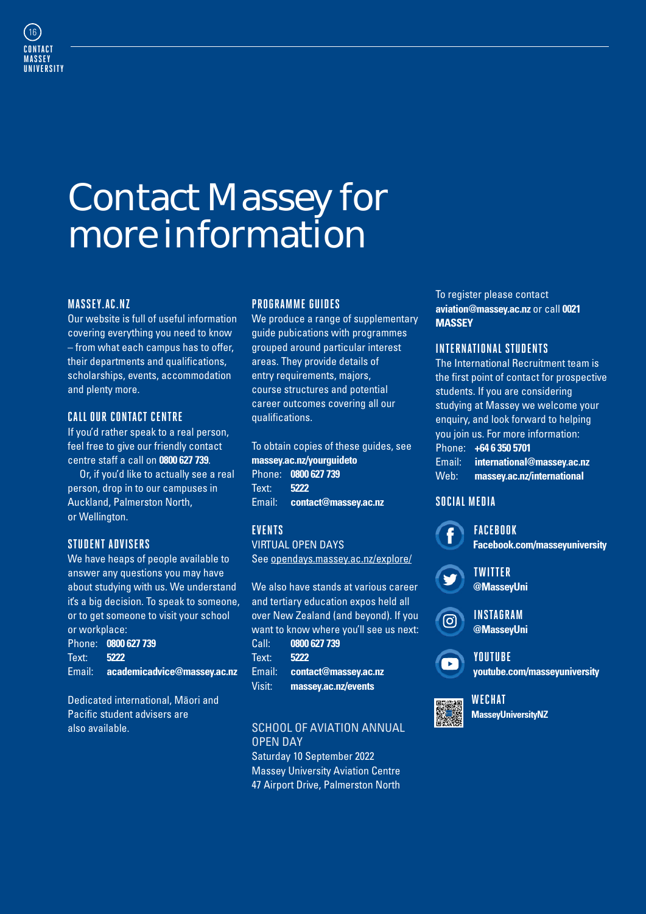# Contact Massey for more information

### MASSEY.AC.NZ

Our website is full of useful information covering everything you need to know – from what each campus has to offer, their departments and qualifications, scholarships, events, accommodation and plenty more.

### CALL OUR CONTACT CENTRE

If you'd rather speak to a real person, feel free to give our friendly contact centre staff a call on **0800 627 739**.

Or, if you'd like to actually see a real person, drop in to our campuses in Auckland, Palmerston North, or Wellington.

### STUDENT ADVISERS

We have heaps of people available to answer any questions you may have about studying with us. We understand it's a big decision. To speak to someone, or to get someone to visit your school or workplace:

Phone: **0800 627 739**
Text: **5222**
Email: **academicadvice@massey.ac.nz**

Dedicated international, Māori and Pacific student advisers are also available.

### PROGRAMME GUIDES

We produce a range of supplementary guide pubications with programmes grouped around particular interest areas. They provide details of entry requirements, majors, course structures and potential career outcomes covering all our qualifications.

To obtain copies of these guides, see **massey.ac.nz/yourguideto**
Phone: **0800 627 739**
Text: **5222**
Email: **contact@massey.ac.nz**

### EVENTS

VIRTUAL OPEN DAYS
See opendays.massey.ac.nz/explore/

We also have stands at various career and tertiary education expos held all over New Zealand (and beyond). If you want to know where you'll see us next:

Call: **0800 627 739**
Text: **5222**
Email: **contact@massey.ac.nz**
Visit: **massey.ac.nz/events**

SCHOOL OF AVIATION ANNUAL OPEN DAY
Saturday 10 September 2022
Massey University Aviation Centre
47 Airport Drive, Palmerston North

To register please contact **aviation@massey.ac.nz** or call **0021 MASSEY**

### INTERNATIONAL STUDENTS

The International Recruitment team is the first point of contact for prospective students. If you are considering studying at Massey we welcome your enquiry, and look forward to helping you join us. For more information:

Phone: **+64 6 350 5701**
Email: **international@massey.ac.nz**
Web: **massey.ac.nz/international**

### SOCIAL MEDIA

**FACEBOOK**
**Facebook.com/masseyuniversity**

**TWITTER**
**@MasseyUni**

**INSTAGRAM**
**@MasseyUni**

**YOUTUBE**
**youtube.com/masseyuniversity**

**WECHAT**
**MasseyUniversityNZ**